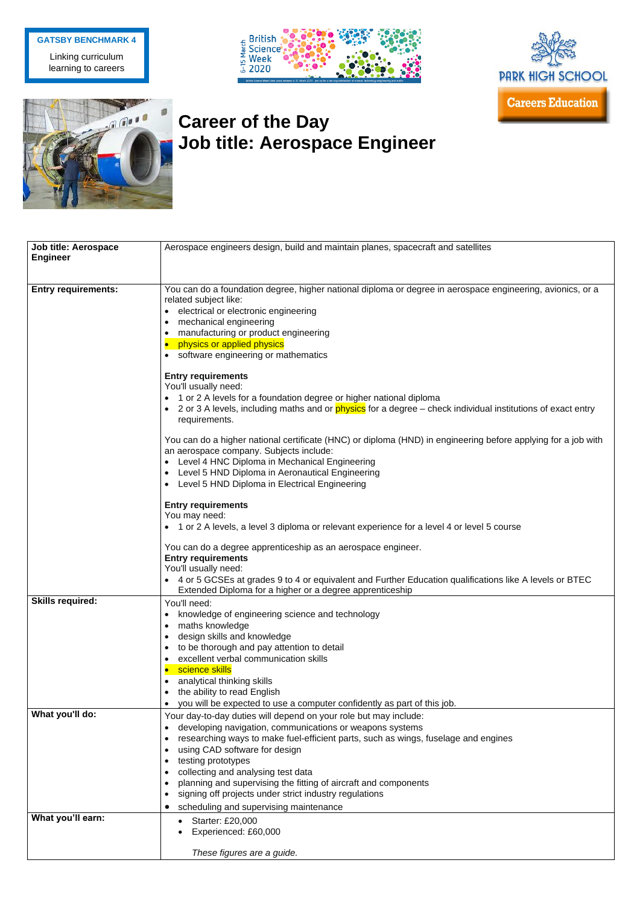GATSBY BENCHMARK 4

Linking curriculum learning to careers

PARK HIGH SCHOOL

Careers Education

# Career of the Day
# Job title: Aerospace Engineer

| **Job title: Aerospace Engineer** | Aerospace engineers design, build and maintain planes, spacecraft and satellites |
|---|---|
| **Entry requirements:** | You can do a foundation degree, higher national diploma or degree in aerospace engineering, avionics, or a related subject like:<br>• electrical or electronic engineering<br>• mechanical engineering<br>• manufacturing or product engineering<br>• physics or applied physics<br>• software engineering or mathematics<br><br>**Entry requirements**<br>You'll usually need:<br>• 1 or 2 A levels for a foundation degree or higher national diploma<br>• 2 or 3 A levels, including maths and or physics for a degree – check individual institutions of exact entry requirements.<br><br>You can do a higher national certificate (HNC) or diploma (HND) in engineering before applying for a job with an aerospace company. Subjects include:<br>• Level 4 HNC Diploma in Mechanical Engineering<br>• Level 5 HND Diploma in Aeronautical Engineering<br>• Level 5 HND Diploma in Electrical Engineering<br><br>**Entry requirements**<br>You may need:<br>• 1 or 2 A levels, a level 3 diploma or relevant experience for a level 4 or level 5 course<br><br>You can do a degree apprenticeship as an aerospace engineer.<br>**Entry requirements**<br>You'll usually need:<br>• 4 or 5 GCSEs at grades 9 to 4 or equivalent and Further Education qualifications like A levels or BTEC Extended Diploma for a higher or a degree apprenticeship |
| **Skills required:** | You'll need:<br>• knowledge of engineering science and technology<br>• maths knowledge<br>• design skills and knowledge<br>• to be thorough and pay attention to detail<br>• excellent verbal communication skills<br>• science skills<br>• analytical thinking skills<br>• the ability to read English<br>• you will be expected to use a computer confidently as part of this job. |
| **What you'll do:** | Your day-to-day duties will depend on your role but may include:<br>• developing navigation, communications or weapons systems<br>• researching ways to make fuel-efficient parts, such as wings, fuselage and engines<br>• using CAD software for design<br>• testing prototypes<br>• collecting and analysing test data<br>• planning and supervising the fitting of aircraft and components<br>• signing off projects under strict industry regulations<br>• scheduling and supervising maintenance |
| **What you'll earn:** | • Starter: £20,000<br>• Experienced: £60,000<br><br>*These figures are a guide.* |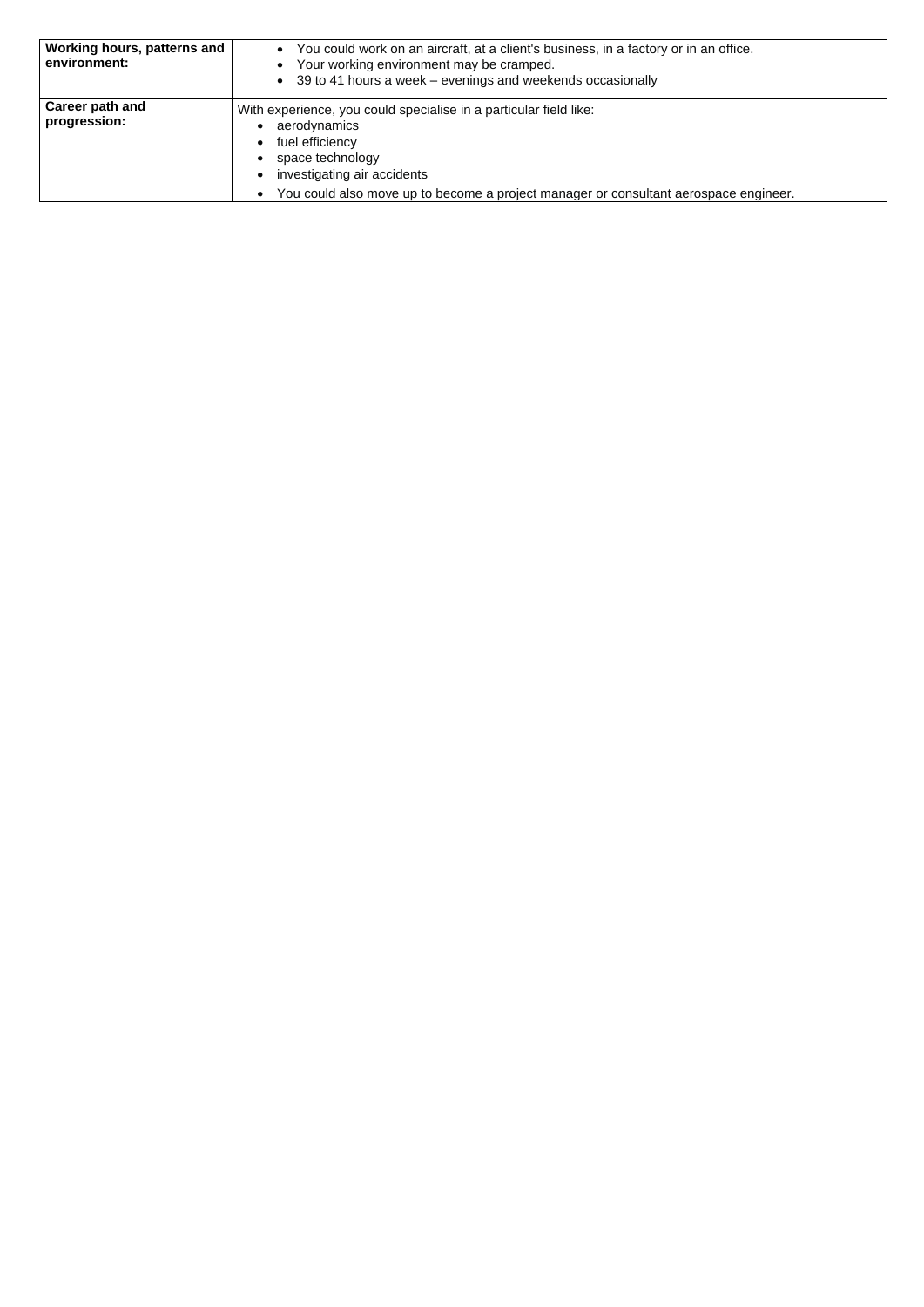| | |
|---|---|
| **Working hours, patterns and environment:** | • You could work on an aircraft, at a client's business, in a factory or in an office.<br>• Your working environment may be cramped.<br>• 39 to 41 hours a week – evenings and weekends occasionally |
| **Career path and progression:** | With experience, you could specialise in a particular field like:<br>• aerodynamics<br>• fuel efficiency<br>• space technology<br>• investigating air accidents<br>• You could also move up to become a project manager or consultant aerospace engineer. |